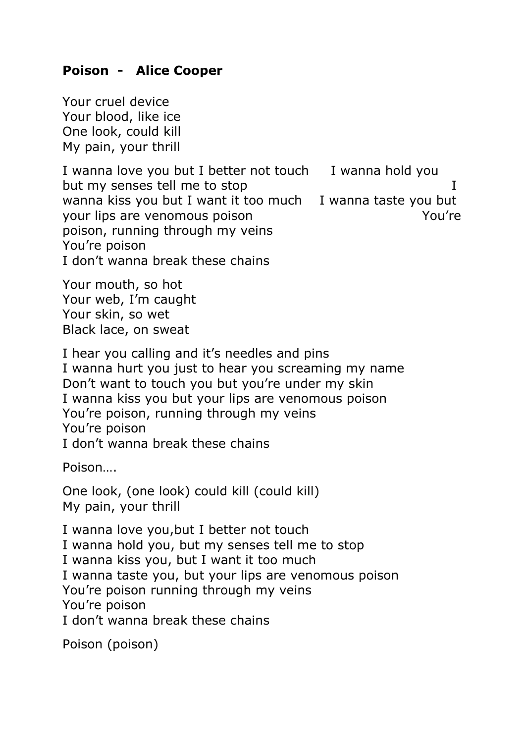## **Poison - Alice Cooper**

Your cruel device Your blood, like ice One look, could kill My pain, your thrill

I wanna love you but I better not touch I wanna hold you but my senses tell me to stop I wanna kiss you but I want it too much I wanna taste you but your lips are venomous poison and the You're You're poison, running through my veins You're poison I don't wanna break these chains

Your mouth, so hot Your web, I'm caught Your skin, so wet Black lace, on sweat

I hear you calling and it's needles and pins I wanna hurt you just to hear you screaming my name Don't want to touch you but you're under my skin I wanna kiss you but your lips are venomous poison You're poison, running through my veins You're poison I don't wanna break these chains

Poison….

One look, (one look) could kill (could kill) My pain, your thrill

I wanna love you,but I better not touch I wanna hold you, but my senses tell me to stop I wanna kiss you, but I want it too much I wanna taste you, but your lips are venomous poison You're poison running through my veins You're poison I don't wanna break these chains

Poison (poison)